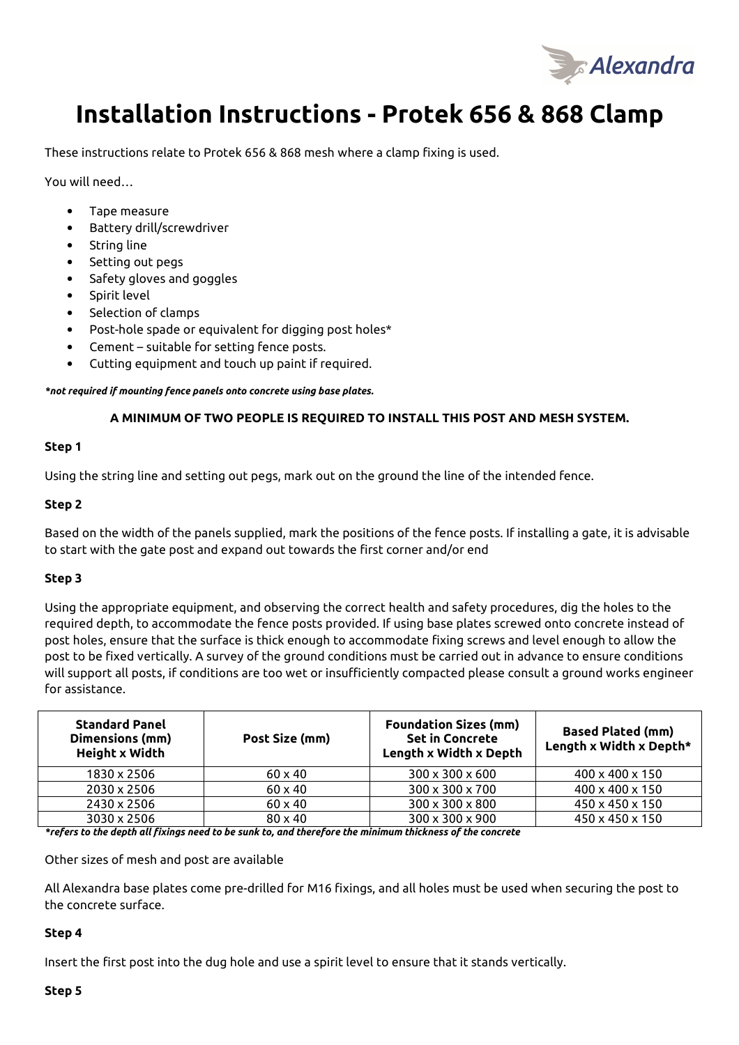# Installation Instructions - Protek 656 & 868 Clamp

These instructions relate to Protek 656 & 868 mesh where a clamp fixing is used.

You will need…

- Tape measure
- Battery drill/screwdriver
- String line
- Setting out pegs
- Safety gloves and goggles
- Spirit level
- Selection of clamps
- Post-hole spade or equivalent for digging post holes*
- Cement – suitable for setting fence posts.
- Cutting equipment and touch up paint if required.

***not required if mounting fence panels onto concrete using base plates.***

**A MINIMUM OF TWO PEOPLE IS REQUIRED TO INSTALL THIS POST AND MESH SYSTEM.**

**Step 1**

Using the string line and setting out pegs, mark out on the ground the line of the intended fence.

**Step 2**

Based on the width of the panels supplied, mark the positions of the fence posts. If installing a gate, it is advisable to start with the gate post and expand out towards the first corner and/or end

**Step 3**

Using the appropriate equipment, and observing the correct health and safety procedures, dig the holes to the required depth, to accommodate the fence posts provided. If using base plates screwed onto concrete instead of post holes, ensure that the surface is thick enough to accommodate fixing screws and level enough to allow the post to be fixed vertically. A survey of the ground conditions must be carried out in advance to ensure conditions will support all posts, if conditions are too wet or insufficiently compacted please consult a ground works engineer for assistance.

| Standard Panel Dimensions (mm) Height x Width | Post Size (mm) | Foundation Sizes (mm) Set in Concrete Length x Width x Depth | Based Plated (mm) Length x Width x Depth* |
|---|---|---|---|
| 1830 x 2506 | 60 x 40 | 300 x 300 x 600 | 400 x 400 x 150 |
| 2030 x 2506 | 60 x 40 | 300 x 300 x 700 | 400 x 400 x 150 |
| 2430 x 2506 | 60 x 40 | 300 x 300 x 800 | 450 x 450 x 150 |
| 3030 x 2506 | 80 x 40 | 300 x 300 x 900 | 450 x 450 x 150 |

***refers to the depth all fixings need to be sunk to, and therefore the minimum thickness of the concrete***

Other sizes of mesh and post are available

All Alexandra base plates come pre-drilled for M16 fixings, and all holes must be used when securing the post to the concrete surface.

**Step 4**

Insert the first post into the dug hole and use a spirit level to ensure that it stands vertically.

**Step 5**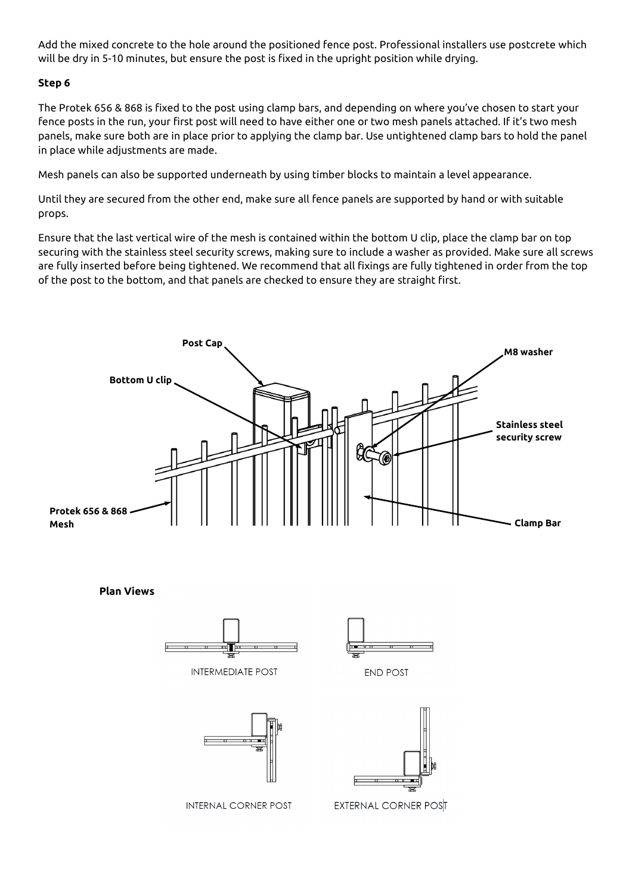Add the mixed concrete to the hole around the positioned fence post. Professional installers use postcrete which will be dry in 5-10 minutes, but ensure the post is fixed in the upright position while drying.

**Step 6**

The Protek 656 & 868 is fixed to the post using clamp bars, and depending on where you've chosen to start your fence posts in the run, your first post will need to have either one or two mesh panels attached. If it's two mesh panels, make sure both are in place prior to applying the clamp bar. Use untightened clamp bars to hold the panel in place while adjustments are made.

Mesh panels can also be supported underneath by using timber blocks to maintain a level appearance.

Until they are secured from the other end, make sure all fence panels are supported by hand or with suitable props.

Ensure that the last vertical wire of the mesh is contained within the bottom U clip, place the clamp bar on top securing with the stainless steel security screws, making sure to include a washer as provided. Make sure all screws are fully inserted before being tightened. We recommend that all fixings are fully tightened in order from the top of the post to the bottom, and that panels are checked to ensure they are straight first.

**Post Cap**

**Bottom U clip**

**M8 washer**

**Stainless steel security screw**

**Protek 656 & 868 Mesh**

**Clamp Bar**

**Plan Views**

INTERMEDIATE POST

END POST

INTERNAL CORNER POST

EXTERNAL CORNER POST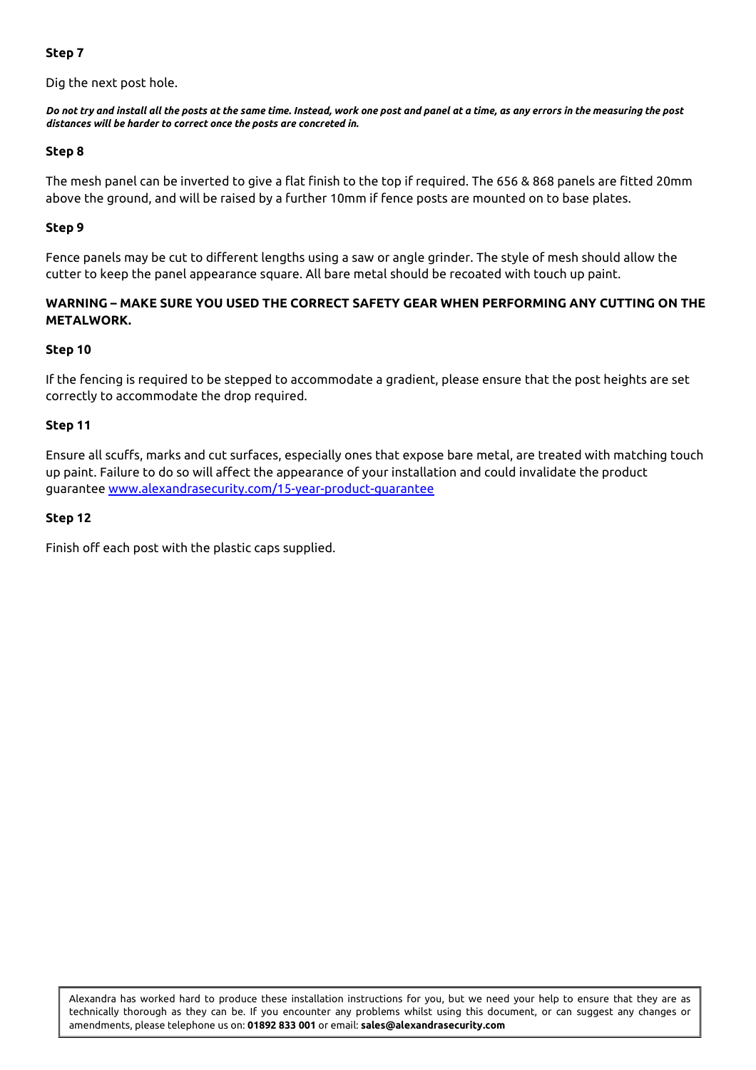**Step 7**

Dig the next post hole.

***Do not try and install all the posts at the same time. Instead, work one post and panel at a time, as any errors in the measuring the post distances will be harder to correct once the posts are concreted in.***

**Step 8**

The mesh panel can be inverted to give a flat finish to the top if required. The 656 & 868 panels are fitted 20mm above the ground, and will be raised by a further 10mm if fence posts are mounted on to base plates.

**Step 9**

Fence panels may be cut to different lengths using a saw or angle grinder. The style of mesh should allow the cutter to keep the panel appearance square. All bare metal should be recoated with touch up paint.

**WARNING – MAKE SURE YOU USED THE CORRECT SAFETY GEAR WHEN PERFORMING ANY CUTTING ON THE METALWORK.**

**Step 10**

If the fencing is required to be stepped to accommodate a gradient, please ensure that the post heights are set correctly to accommodate the drop required.

**Step 11**

Ensure all scuffs, marks and cut surfaces, especially ones that expose bare metal, are treated with matching touch up paint. Failure to do so will affect the appearance of your installation and could invalidate the product guarantee [www.alexandrasecurity.com/15-year-product-guarantee](http://www.alexandrasecurity.com/15-year-product-guarantee)

**Step 12**

Finish off each post with the plastic caps supplied.

Alexandra has worked hard to produce these installation instructions for you, but we need your help to ensure that they are as technically thorough as they can be. If you encounter any problems whilst using this document, or can suggest any changes or amendments, please telephone us on: **01892 833 001** or email: **sales@alexandrasecurity.com**